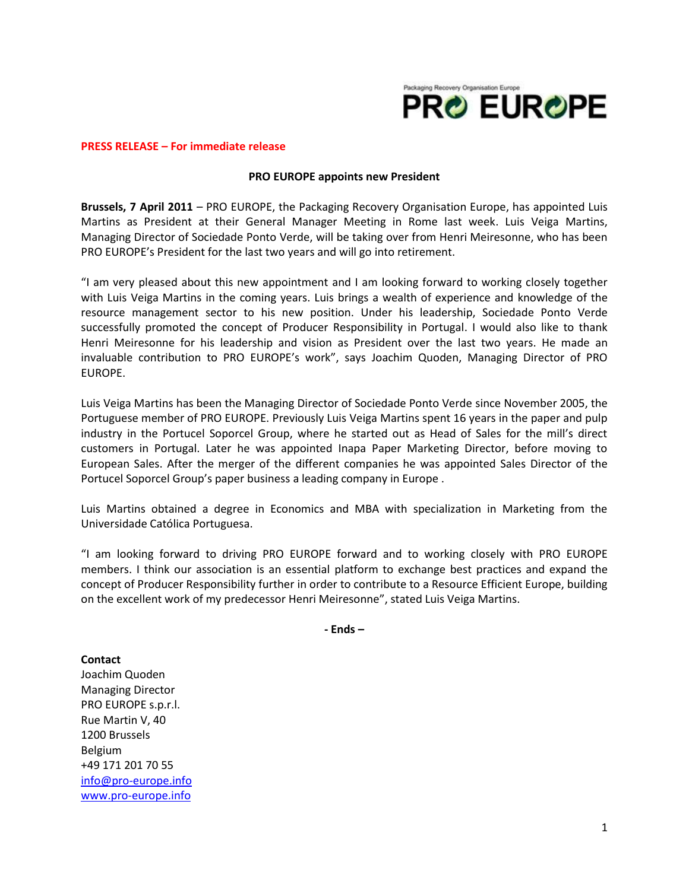Packaging Recovery Organisation Europe

PRO EUROPE

**PRESS RELEASE – For immediate release**

**PRO EUROPE appoints new President**

**Brussels, 7 April 2011** – PRO EUROPE, the Packaging Recovery Organisation Europe, has appointed Luis Martins as President at their General Manager Meeting in Rome last week. Luis Veiga Martins, Managing Director of Sociedade Ponto Verde, will be taking over from Henri Meiresonne, who has been PRO EUROPE's President for the last two years and will go into retirement.

"I am very pleased about this new appointment and I am looking forward to working closely together with Luis Veiga Martins in the coming years. Luis brings a wealth of experience and knowledge of the resource management sector to his new position. Under his leadership, Sociedade Ponto Verde successfully promoted the concept of Producer Responsibility in Portugal. I would also like to thank Henri Meiresonne for his leadership and vision as President over the last two years. He made an invaluable contribution to PRO EUROPE's work", says Joachim Quoden, Managing Director of PRO EUROPE.

Luis Veiga Martins has been the Managing Director of Sociedade Ponto Verde since November 2005, the Portuguese member of PRO EUROPE. Previously Luis Veiga Martins spent 16 years in the paper and pulp industry in the Portucel Soporcel Group, where he started out as Head of Sales for the mill's direct customers in Portugal. Later he was appointed Inapa Paper Marketing Director, before moving to European Sales. After the merger of the different companies he was appointed Sales Director of the Portucel Soporcel Group's paper business a leading company in Europe .

Luis Martins obtained a degree in Economics and MBA with specialization in Marketing from the Universidade Católica Portuguesa.

"I am looking forward to driving PRO EUROPE forward and to working closely with PRO EUROPE members. I think our association is an essential platform to exchange best practices and expand the concept of Producer Responsibility further in order to contribute to a Resource Efficient Europe, building on the excellent work of my predecessor Henri Meiresonne", stated Luis Veiga Martins.

**- Ends –**

**Contact**
Joachim Quoden
Managing Director
PRO EUROPE s.p.r.l.
Rue Martin V, 40
1200 Brussels
Belgium
+49 171 201 70 55
info@pro-europe.info
www.pro-europe.info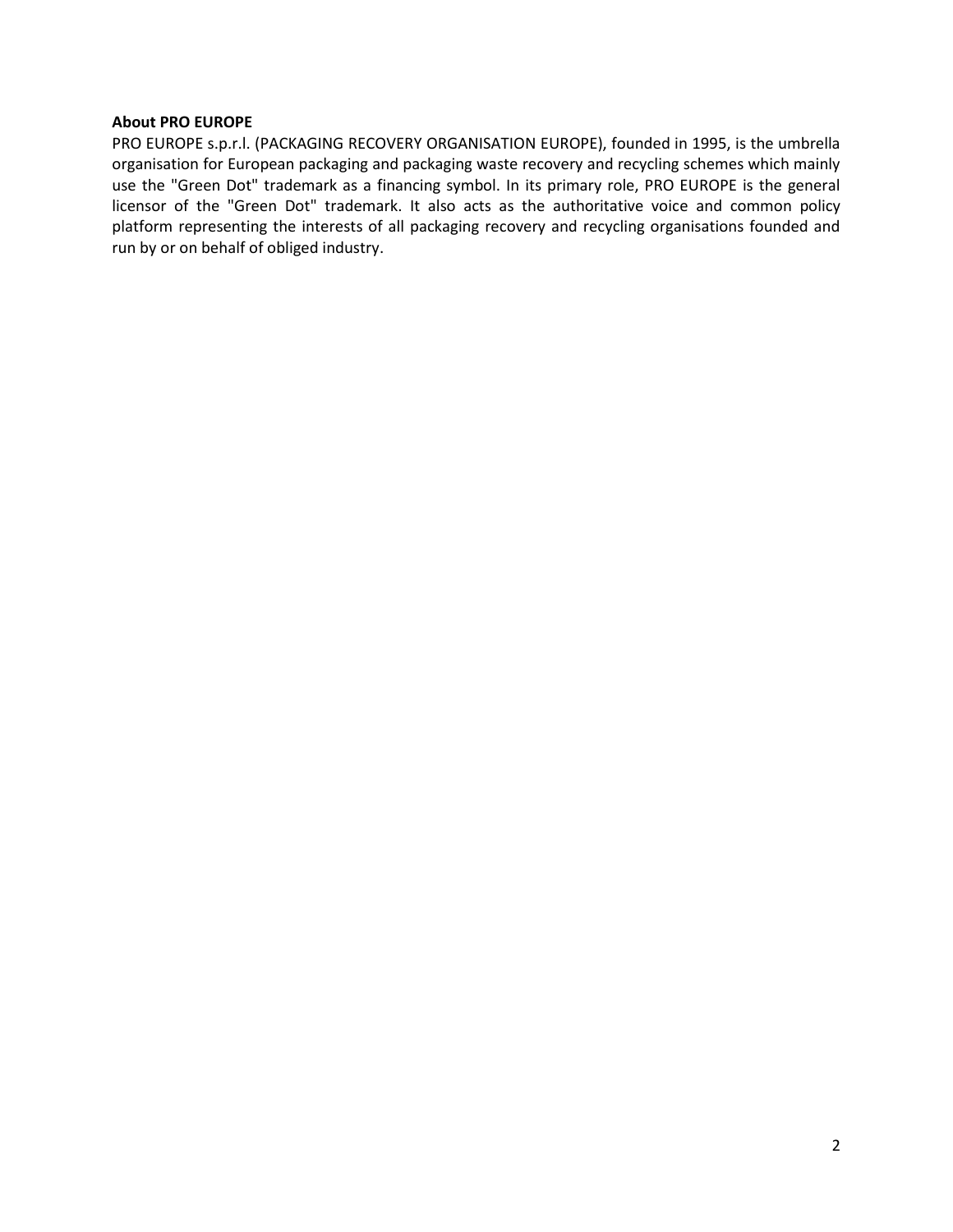**About PRO EUROPE**

PRO EUROPE s.p.r.l. (PACKAGING RECOVERY ORGANISATION EUROPE), founded in 1995, is the umbrella organisation for European packaging and packaging waste recovery and recycling schemes which mainly use the "Green Dot" trademark as a financing symbol. In its primary role, PRO EUROPE is the general licensor of the "Green Dot" trademark. It also acts as the authoritative voice and common policy platform representing the interests of all packaging recovery and recycling organisations founded and run by or on behalf of obliged industry.